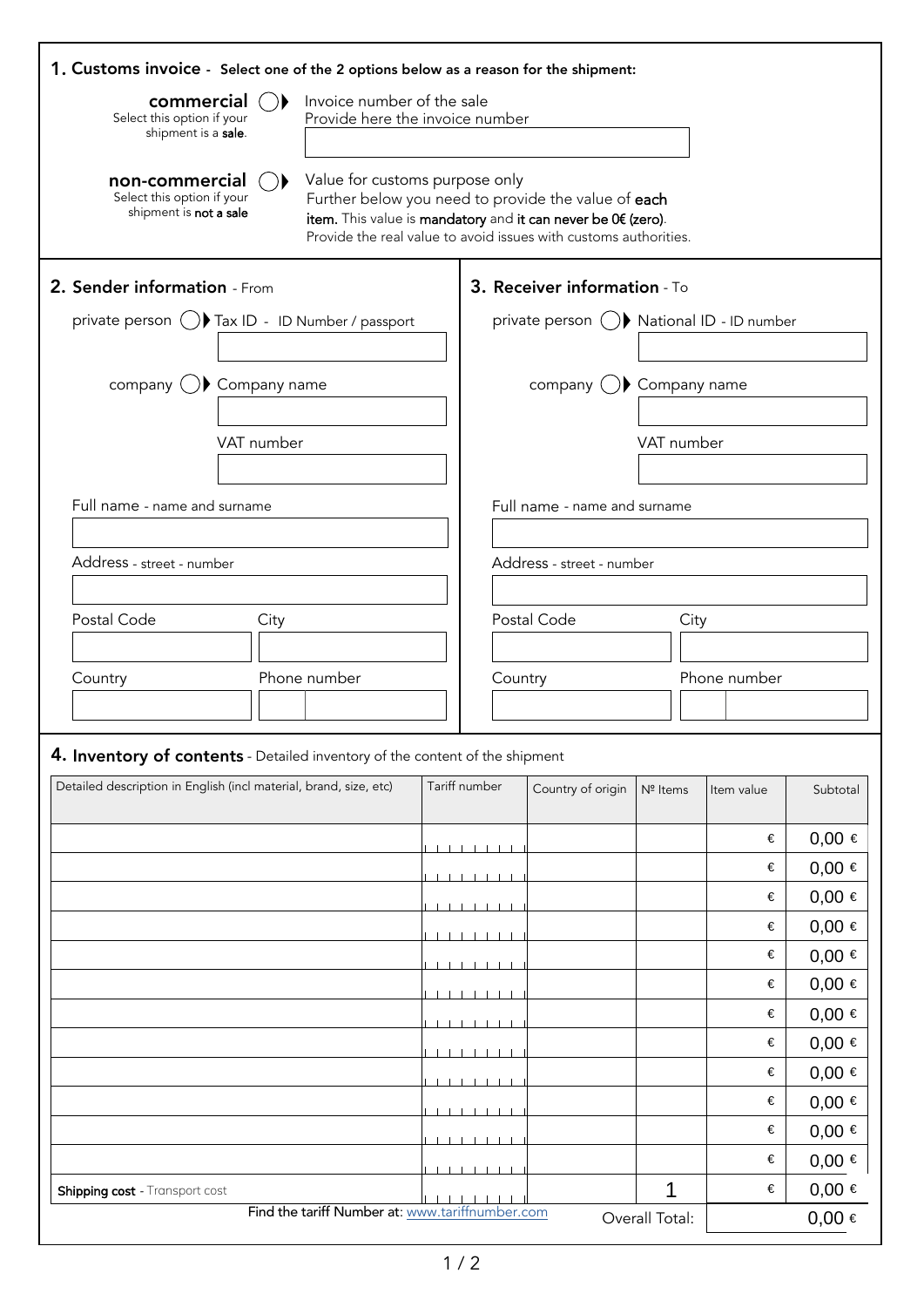## 1. Customs invoice - Select one of the 2 options below as a reason for the shipment:

**commercial** ◯ Invoice number of the sale
Select this option if your shipment is a **sale**.
Provide here the invoice number

**non-commercial** ◯ Value for customs purpose only
Select this option if your shipment is **not a sale**
Further below you need to provide the value of **each item.** This value is **mandatory** and **it can never be 0€ (zero)**.
Provide the real value to avoid issues with customs authorities.

## 2. Sender information - From

private person ◯ Tax ID - ID Number / passport

company ◯ Company name

VAT number

Full name - name and surname

Address - street - number

Postal Code

City

Country

Phone number

## 3. Receiver information - To

private person ◯ National ID - ID number

company ◯ Company name

VAT number

Full name - name and surname

Address - street - number

Postal Code

City

Country

Phone number

## 4. Inventory of contents - Detailed inventory of the content of the shipment

| Detailed description in English (incl material, brand, size, etc) | Tariff number | Country of origin | Nº Items | Item value | Subtotal |
|---|---|---|---|---|---|
| | | | | € | 0,00 € |
| | | | | € | 0,00 € |
| | | | | € | 0,00 € |
| | | | | € | 0,00 € |
| | | | | € | 0,00 € |
| | | | | € | 0,00 € |
| | | | | € | 0,00 € |
| | | | | € | 0,00 € |
| | | | | € | 0,00 € |
| | | | | € | 0,00 € |
| | | | | € | 0,00 € |
| | | | | € | 0,00 € |
| **Shipping cost** - Transport cost | | | 1 | € | 0,00 € |
| | | | Overall Total: | | 0,00 € |

Find the tariff Number at: www.tariffnumber.com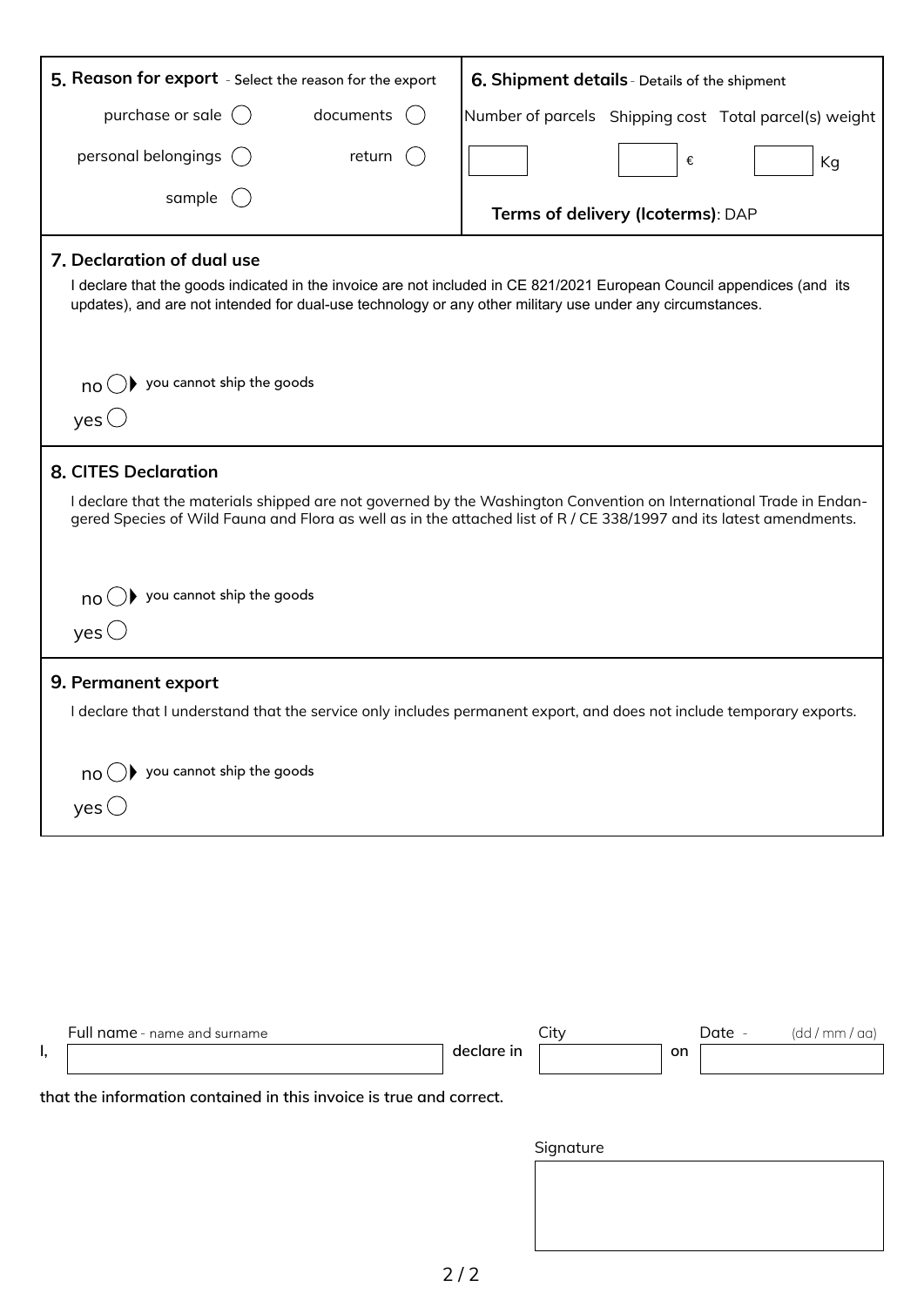## 5. Reason for export - Select the reason for the export

purchase or sale ( ) documents ( )

personal belongings ( ) return ( )

sample ( )

## 6. Shipment details - Details of the shipment

| Number of parcels | Shipping cost | Total parcel(s) weight |
| --- | --- | --- |
| | € | Kg |

**Terms of delivery (Icoterms)**: DAP

## 7. Declaration of dual use

I declare that the goods indicated in the invoice are not included in CE 821/2021 European Council appendices (and its updates), and are not intended for dual-use technology or any other military use under any circumstances.

no ( ) ▶ you cannot ship the goods

yes ( )

## 8. CITES Declaration

I declare that the materials shipped are not governed by the Washington Convention on International Trade in Endangered Species of Wild Fauna and Flora as well as in the attached list of R / CE 338/1997 and its latest amendments.

no ( ) ▶ you cannot ship the goods

yes ( )

## 9. Permanent export

I declare that I understand that the service only includes permanent export, and does not include temporary exports.

no ( ) ▶ you cannot ship the goods

yes ( )

I, Full name - name and surname \_\_\_\_\_\_\_\_\_\_ declare in City \_\_\_\_\_\_\_\_\_\_ on Date - (dd / mm / aa) \_\_\_\_\_\_\_\_\_\_

**that the information contained in this invoice is true and correct.**

Signature